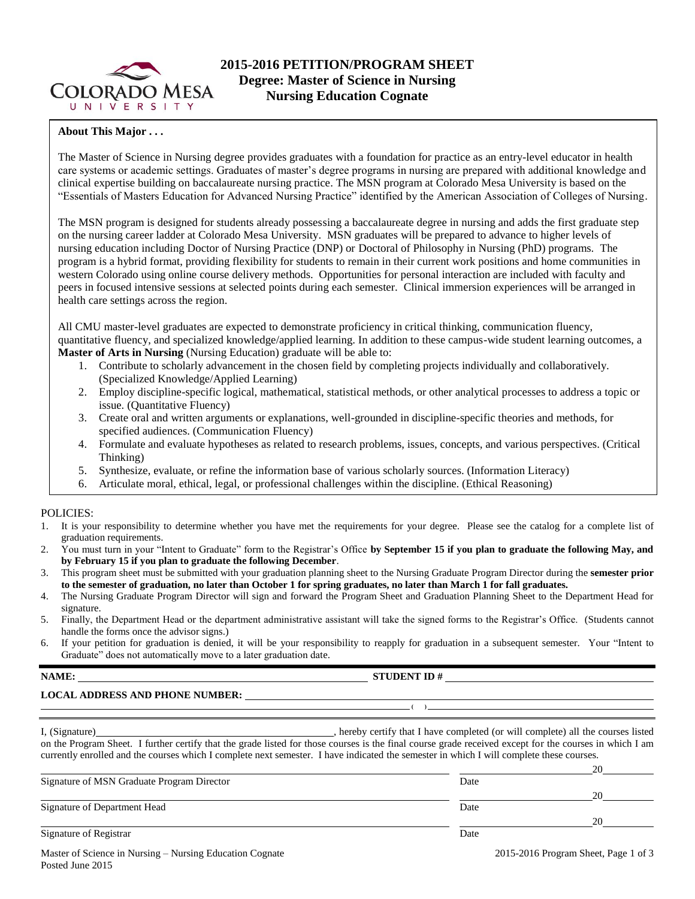# 2015-2016 PETITION/PROGRAM SHEET
## Degree: Master of Science in Nursing
## Nursing Education Cognate

**About This Major . . .**

The Master of Science in Nursing degree provides graduates with a foundation for practice as an entry-level educator in health care systems or academic settings. Graduates of master's degree programs in nursing are prepared with additional knowledge and clinical expertise building on baccalaureate nursing practice. The MSN program at Colorado Mesa University is based on the "Essentials of Masters Education for Advanced Nursing Practice" identified by the American Association of Colleges of Nursing.

The MSN program is designed for students already possessing a baccalaureate degree in nursing and adds the first graduate step on the nursing career ladder at Colorado Mesa University. MSN graduates will be prepared to advance to higher levels of nursing education including Doctor of Nursing Practice (DNP) or Doctoral of Philosophy in Nursing (PhD) programs. The program is a hybrid format, providing flexibility for students to remain in their current work positions and home communities in western Colorado using online course delivery methods. Opportunities for personal interaction are included with faculty and peers in focused intensive sessions at selected points during each semester. Clinical immersion experiences will be arranged in health care settings across the region.

All CMU master-level graduates are expected to demonstrate proficiency in critical thinking, communication fluency, quantitative fluency, and specialized knowledge/applied learning. In addition to these campus-wide student learning outcomes, a **Master of Arts in Nursing** (Nursing Education) graduate will be able to:

1. Contribute to scholarly advancement in the chosen field by completing projects individually and collaboratively. (Specialized Knowledge/Applied Learning)
2. Employ discipline-specific logical, mathematical, statistical methods, or other analytical processes to address a topic or issue. (Quantitative Fluency)
3. Create oral and written arguments or explanations, well-grounded in discipline-specific theories and methods, for specified audiences. (Communication Fluency)
4. Formulate and evaluate hypotheses as related to research problems, issues, concepts, and various perspectives. (Critical Thinking)
5. Synthesize, evaluate, or refine the information base of various scholarly sources. (Information Literacy)
6. Articulate moral, ethical, legal, or professional challenges within the discipline. (Ethical Reasoning)

POLICIES:

1. It is your responsibility to determine whether you have met the requirements for your degree. Please see the catalog for a complete list of graduation requirements.
2. You must turn in your "Intent to Graduate" form to the Registrar's Office **by September 15 if you plan to graduate the following May, and by February 15 if you plan to graduate the following December**.
3. This program sheet must be submitted with your graduation planning sheet to the Nursing Graduate Program Director during the **semester prior to the semester of graduation, no later than October 1 for spring graduates, no later than March 1 for fall graduates.**
4. The Nursing Graduate Program Director will sign and forward the Program Sheet and Graduation Planning Sheet to the Department Head for signature.
5. Finally, the Department Head or the department administrative assistant will take the signed forms to the Registrar's Office. (Students cannot handle the forms once the advisor signs.)
6. If your petition for graduation is denied, it will be your responsibility to reapply for graduation in a subsequent semester. Your "Intent to Graduate" does not automatically move to a later graduation date.

**NAME:** ______________________ **STUDENT ID #** ______________________

**LOCAL ADDRESS AND PHONE NUMBER:** ______________________

______________________ ( ) ______________________

I, (Signature) ______________________, hereby certify that I have completed (or will complete) all the courses listed on the Program Sheet. I further certify that the grade listed for those courses is the final course grade received except for the courses in which I am currently enrolled and the courses which I complete next semester. I have indicated the semester in which I will complete these courses.

______________________ ______________ 20______
Signature of MSN Graduate Program Director Date

______________________ ______________ 20______
Signature of Department Head Date

______________________ ______________ 20______
Signature of Registrar Date

Master of Science in Nursing – Nursing Education Cognate
Posted June 2015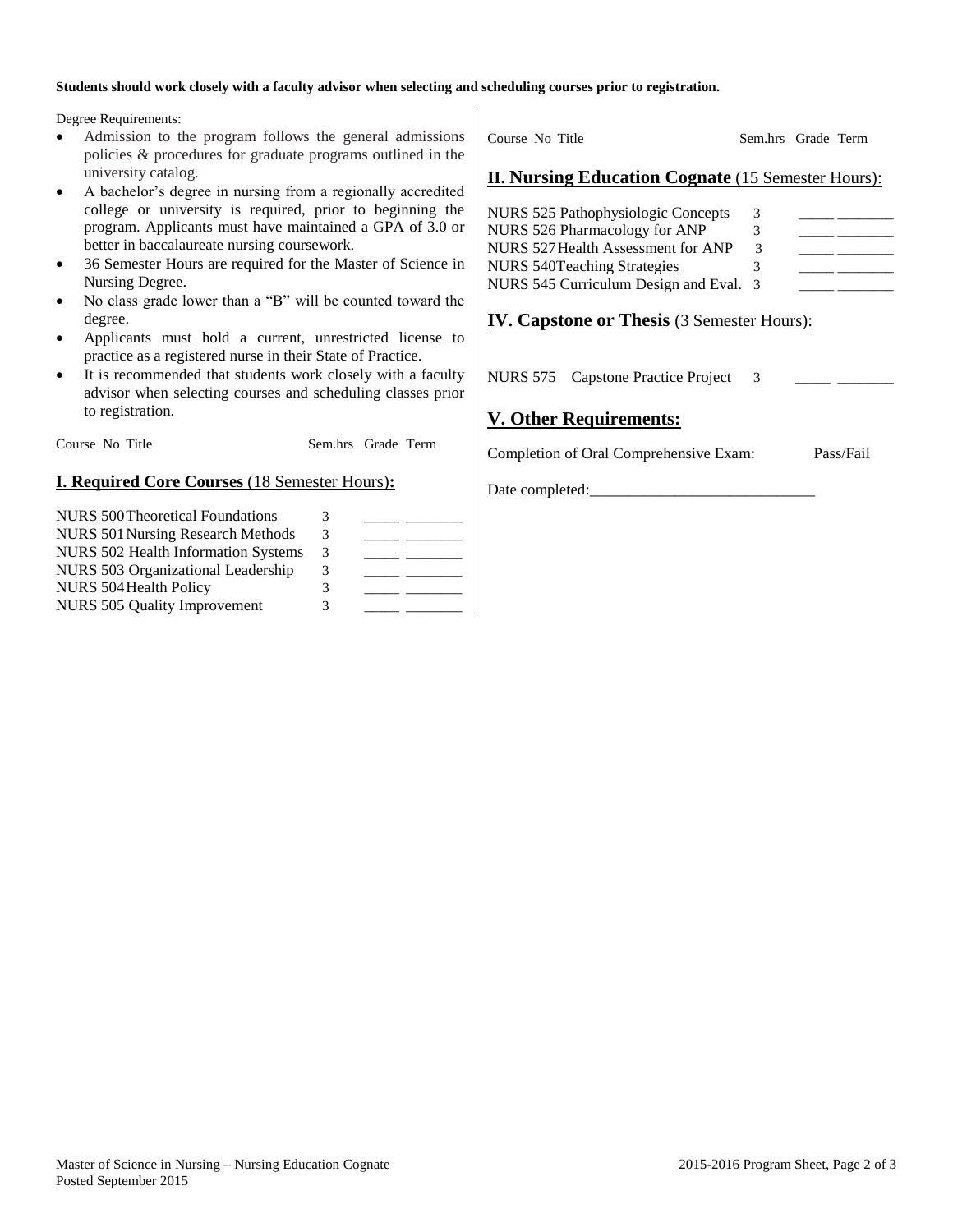**Students should work closely with a faculty advisor when selecting and scheduling courses prior to registration.**

Degree Requirements:

- Admission to the program follows the general admissions policies & procedures for graduate programs outlined in the university catalog.
- A bachelor's degree in nursing from a regionally accredited college or university is required, prior to beginning the program. Applicants must have maintained a GPA of 3.0 or better in baccalaureate nursing coursework.
- 36 Semester Hours are required for the Master of Science in Nursing Degree.
- No class grade lower than a "B" will be counted toward the degree.
- Applicants must hold a current, unrestricted license to practice as a registered nurse in their State of Practice.
- It is recommended that students work closely with a faculty advisor when selecting courses and scheduling classes prior to registration.

## I. Required Core Courses (18 Semester Hours):

| Course No | Title | Sem.hrs | Grade | Term |
|---|---|---|---|---|
| NURS 500 | Theoretical Foundations | 3 | _____ | _______ |
| NURS 501 | Nursing Research Methods | 3 | _____ | _______ |
| NURS 502 | Health Information Systems | 3 | _____ | _______ |
| NURS 503 | Organizational Leadership | 3 | _____ | _______ |
| NURS 504 | Health Policy | 3 | _____ | _______ |
| NURS 505 | Quality Improvement | 3 | _____ | _______ |

## II. Nursing Education Cognate (15 Semester Hours):

| Course No | Title | Sem.hrs | Grade | Term |
|---|---|---|---|---|
| NURS 525 | Pathophysiologic Concepts | 3 | _____ | _______ |
| NURS 526 | Pharmacology for ANP | 3 | _____ | _______ |
| NURS 527 | Health Assessment for ANP | 3 | _____ | _______ |
| NURS 540 | Teaching Strategies | 3 | _____ | _______ |
| NURS 545 | Curriculum Design and Eval. | 3 | _____ | _______ |

## IV. Capstone or Thesis (3 Semester Hours):

| Course No | Title | Sem.hrs | Grade | Term |
|---|---|---|---|---|
| NURS 575 | Capstone Practice Project | 3 | _____ | _______ |

## V. Other Requirements:

Completion of Oral Comprehensive Exam: Pass/Fail

Date completed:_____________________________

Master of Science in Nursing – Nursing Education Cognate
Posted September 2015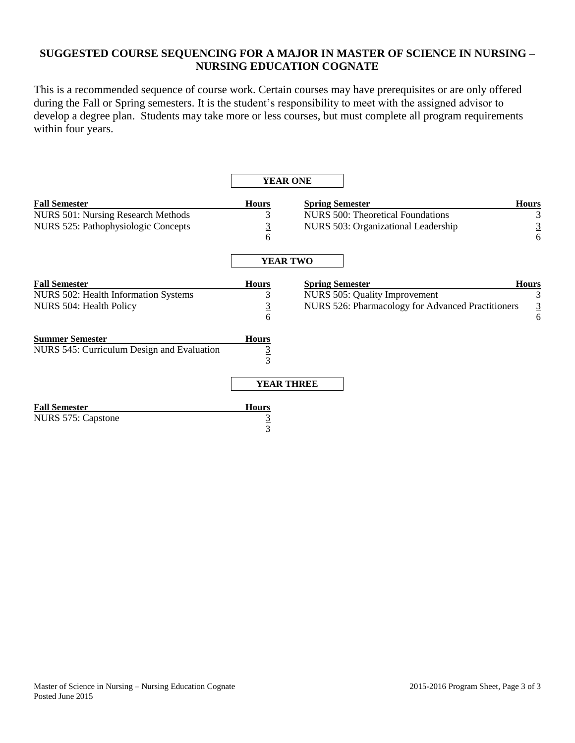## SUGGESTED COURSE SEQUENCING FOR A MAJOR IN MASTER OF SCIENCE IN NURSING – NURSING EDUCATION COGNATE

This is a recommended sequence of course work. Certain courses may have prerequisites or are only offered during the Fall or Spring semesters. It is the student's responsibility to meet with the assigned advisor to develop a degree plan. Students may take more or less courses, but must complete all program requirements within four years.

### YEAR ONE

| Fall Semester | Hours | Spring Semester | Hours |
|---|---|---|---|
| NURS 501: Nursing Research Methods | 3 | NURS 500: Theoretical Foundations | 3 |
| NURS 525: Pathophysiologic Concepts | 3 | NURS 503: Organizational Leadership | 3 |
| | 6 | | 6 |

### YEAR TWO

| Fall Semester | Hours | Spring Semester | Hours |
|---|---|---|---|
| NURS 502: Health Information Systems | 3 | NURS 505: Quality Improvement | 3 |
| NURS 504: Health Policy | 3 | NURS 526: Pharmacology for Advanced Practitioners | 3 |
| | 6 | | 6 |

| Summer Semester | Hours |
|---|---|
| NURS 545: Curriculum Design and Evaluation | 3 |
| | 3 |

### YEAR THREE

| Fall Semester | Hours |
|---|---|
| NURS 575: Capstone | 3 |
| | 3 |